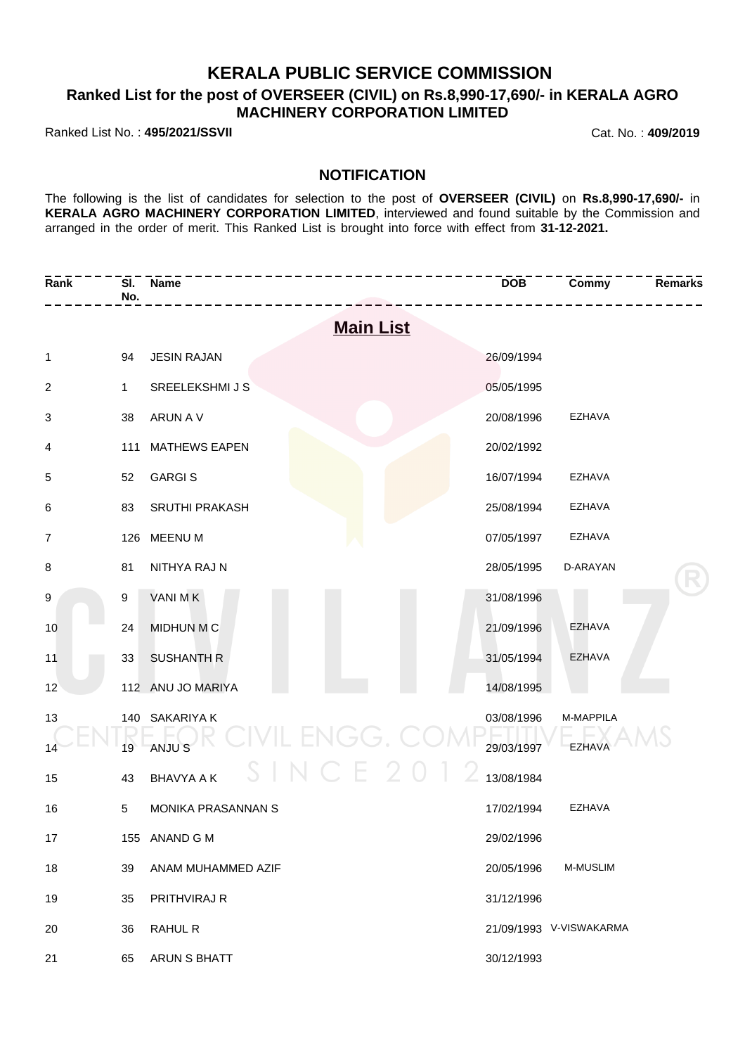# KERALA PUBLIC SERVICE COMMISSION

## Ranked List for the post of OVERSEER (CIVIL) on Rs.8,990-17,690/- in KERALA AGRO MACHINERY CORPORATION LIMITED

Ranked List No. : **495/2021/SSVII** Cat. No. : **409/2019**

### NOTIFICATION

The following is the list of candidates for selection to the post of **OVERSEER (CIVIL)** on **Rs.8,990-17,690/-** in **KERALA AGRO MACHINERY CORPORATION LIMITED**, interviewed and found suitable by the Commission and arranged in the order of merit. This Ranked List is brought into force with effect from **31-12-2021.**

| Rank | Sl. No. | Name | DOB | Commy | Remarks |
|---|---|---|---|---|---|
| | | **Main List** | | | |
| 1 | 94 | JESIN RAJAN | 26/09/1994 | | |
| 2 | 1 | SREELEKSHMI J S | 05/05/1995 | | |
| 3 | 38 | ARUN A V | 20/08/1996 | EZHAVA | |
| 4 | 111 | MATHEWS EAPEN | 20/02/1992 | | |
| 5 | 52 | GARGI S | 16/07/1994 | EZHAVA | |
| 6 | 83 | SRUTHI PRAKASH | 25/08/1994 | EZHAVA | |
| 7 | 126 | MEENU M | 07/05/1997 | EZHAVA | |
| 8 | 81 | NITHYA RAJ N | 28/05/1995 | D-ARAYAN | |
| 9 | 9 | VANI M K | 31/08/1996 | | |
| 10 | 24 | MIDHUN M C | 21/09/1996 | EZHAVA | |
| 11 | 33 | SUSHANTH R | 31/05/1994 | EZHAVA | |
| 12 | 112 | ANU JO MARIYA | 14/08/1995 | | |
| 13 | 140 | SAKARIYA K | 03/08/1996 | M-MAPPILA | |
| 14 | 19 | ANJU S | 29/03/1997 | EZHAVA | |
| 15 | 43 | BHAVYA A K | 13/08/1984 | | |
| 16 | 5 | MONIKA PRASANNAN S | 17/02/1994 | EZHAVA | |
| 17 | 155 | ANAND G M | 29/02/1996 | | |
| 18 | 39 | ANAM MUHAMMED AZIF | 20/05/1996 | M-MUSLIM | |
| 19 | 35 | PRITHVIRAJ R | 31/12/1996 | | |
| 20 | 36 | RAHUL R | 21/09/1993 | V-VISWAKARMA | |
| 21 | 65 | ARUN S BHATT | 30/12/1993 | | |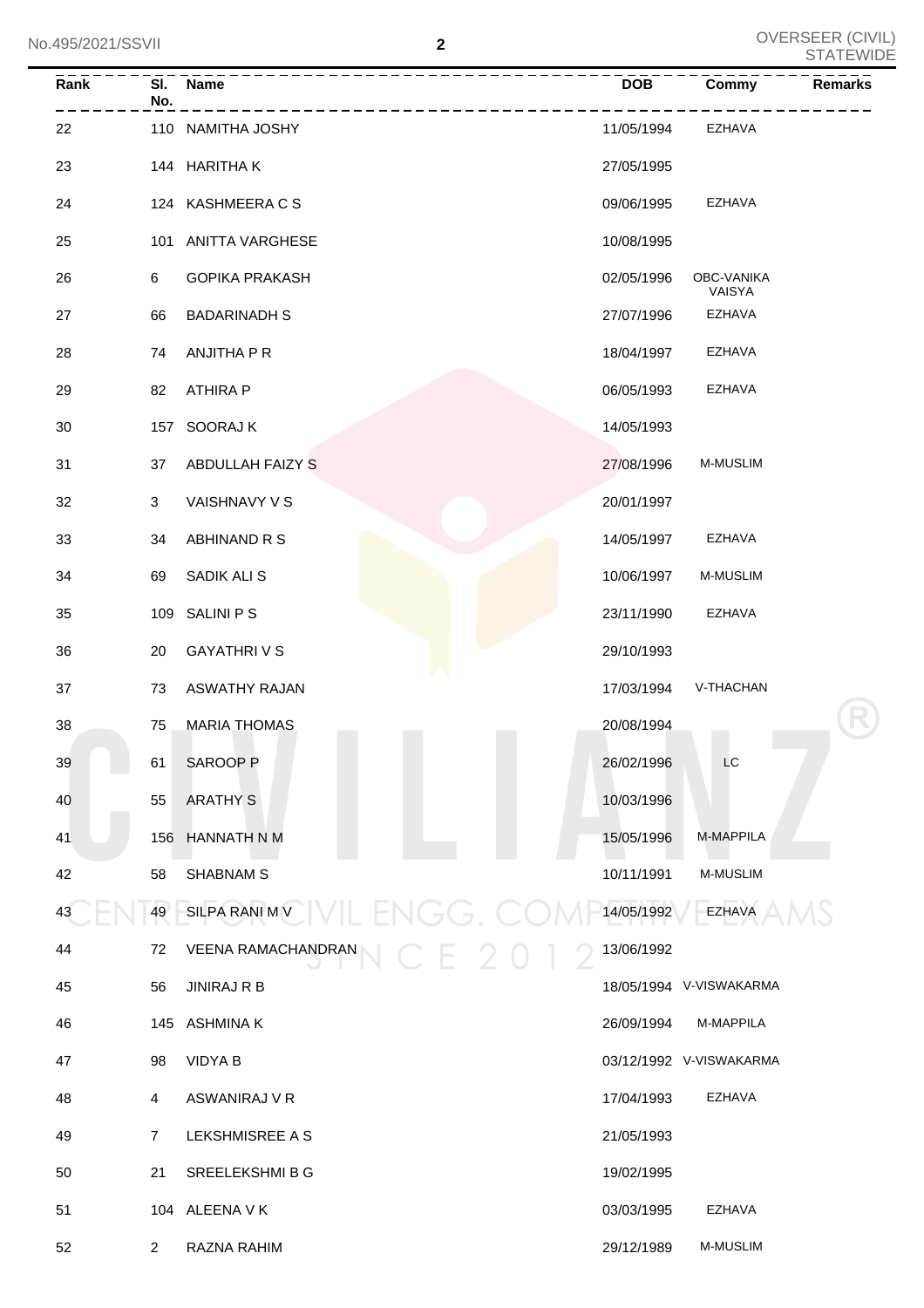| Rank | Sl. No. | Name | DOB | Commy | Remarks |
|---|---|---|---|---|---|
| 22 | 110 | NAMITHA JOSHY | 11/05/1994 | EZHAVA | |
| 23 | 144 | HARITHA K | 27/05/1995 | | |
| 24 | 124 | KASHMEERA C S | 09/06/1995 | EZHAVA | |
| 25 | 101 | ANITTA VARGHESE | 10/08/1995 | | |
| 26 | 6 | GOPIKA PRAKASH | 02/05/1996 | OBC-VANIKA VAISYA | |
| 27 | 66 | BADARINADH S | 27/07/1996 | EZHAVA | |
| 28 | 74 | ANJITHA P R | 18/04/1997 | EZHAVA | |
| 29 | 82 | ATHIRA P | 06/05/1993 | EZHAVA | |
| 30 | 157 | SOORAJ K | 14/05/1993 | | |
| 31 | 37 | ABDULLAH FAIZY S | 27/08/1996 | M-MUSLIM | |
| 32 | 3 | VAISHNAVY V S | 20/01/1997 | | |
| 33 | 34 | ABHINAND R S | 14/05/1997 | EZHAVA | |
| 34 | 69 | SADIK ALI S | 10/06/1997 | M-MUSLIM | |
| 35 | 109 | SALINI P S | 23/11/1990 | EZHAVA | |
| 36 | 20 | GAYATHRI V S | 29/10/1993 | | |
| 37 | 73 | ASWATHY RAJAN | 17/03/1994 | V-THACHAN | |
| 38 | 75 | MARIA THOMAS | 20/08/1994 | | |
| 39 | 61 | SAROOP P | 26/02/1996 | LC | |
| 40 | 55 | ARATHY S | 10/03/1996 | | |
| 41 | 156 | HANNATH N M | 15/05/1996 | M-MAPPILA | |
| 42 | 58 | SHABNAM S | 10/11/1991 | M-MUSLIM | |
| 43 | 49 | SILPA RANI M V | 14/05/1992 | EZHAVA | |
| 44 | 72 | VEENA RAMACHANDRAN | 13/06/1992 | | |
| 45 | 56 | JINIRAJ R B | 18/05/1994 | V-VISWAKARMA | |
| 46 | 145 | ASHMINA K | 26/09/1994 | M-MAPPILA | |
| 47 | 98 | VIDYA B | 03/12/1992 | V-VISWAKARMA | |
| 48 | 4 | ASWANIRAJ V R | 17/04/1993 | EZHAVA | |
| 49 | 7 | LEKSHMISREE A S | 21/05/1993 | | |
| 50 | 21 | SREELEKSHMI B G | 19/02/1995 | | |
| 51 | 104 | ALEENA V K | 03/03/1995 | EZHAVA | |
| 52 | 2 | RAZNA RAHIM | 29/12/1989 | M-MUSLIM | |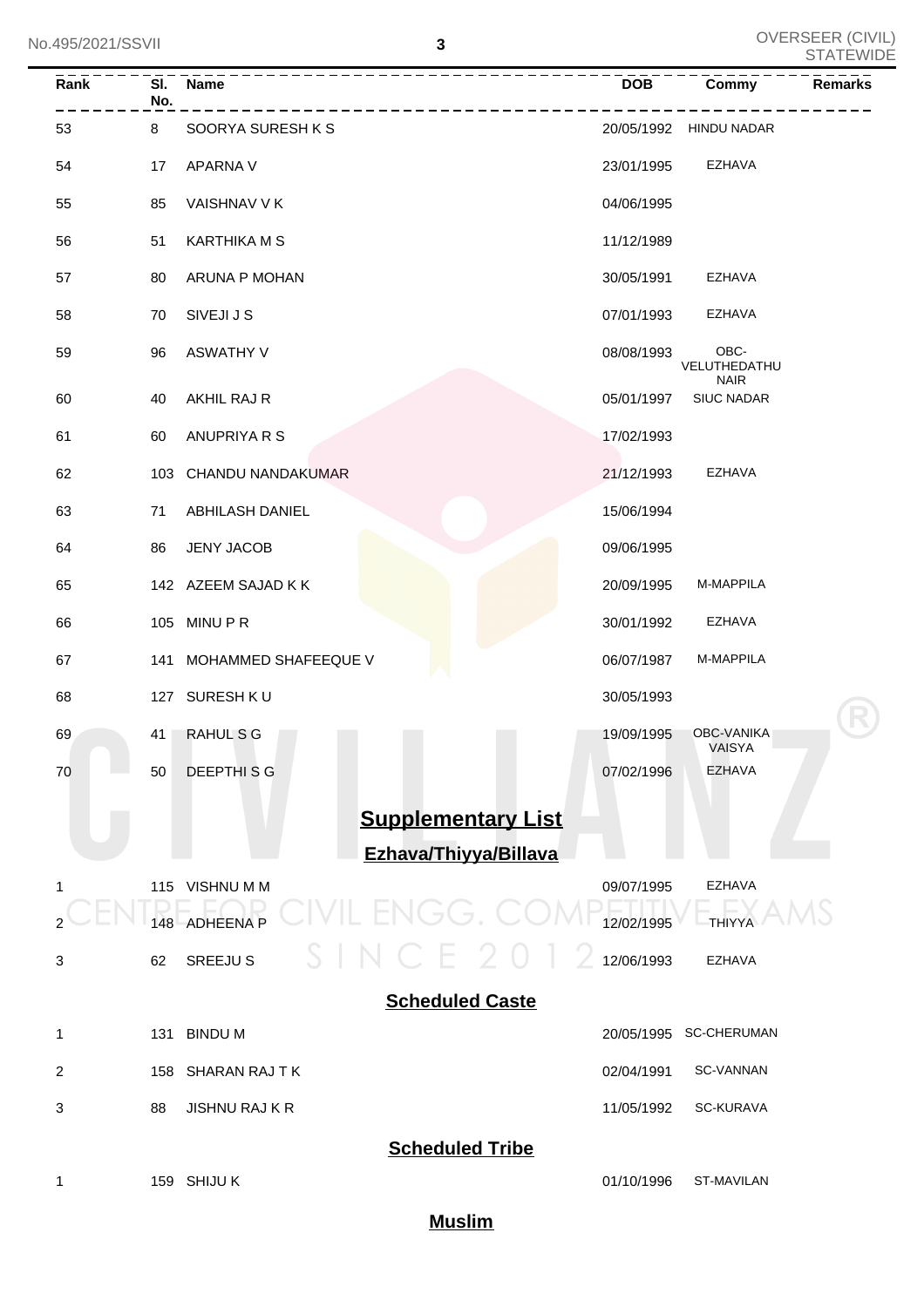| Rank | Sl. No. | Name | DOB | Commy | Remarks |
|---|---|---|---|---|---|
| 53 | 8 | SOORYA SURESH K S | 20/05/1992 | HINDU NADAR | |
| 54 | 17 | APARNA V | 23/01/1995 | EZHAVA | |
| 55 | 85 | VAISHNAV V K | 04/06/1995 | | |
| 56 | 51 | KARTHIKA M S | 11/12/1989 | | |
| 57 | 80 | ARUNA P MOHAN | 30/05/1991 | EZHAVA | |
| 58 | 70 | SIVEJI J S | 07/01/1993 | EZHAVA | |
| 59 | 96 | ASWATHY V | 08/08/1993 | OBC-VELUTHEDATHU NAIR | |
| 60 | 40 | AKHIL RAJ R | 05/01/1997 | SIUC NADAR | |
| 61 | 60 | ANUPRIYA R S | 17/02/1993 | | |
| 62 | 103 | CHANDU NANDAKUMAR | 21/12/1993 | EZHAVA | |
| 63 | 71 | ABHILASH DANIEL | 15/06/1994 | | |
| 64 | 86 | JENY JACOB | 09/06/1995 | | |
| 65 | 142 | AZEEM SAJAD K K | 20/09/1995 | M-MAPPILA | |
| 66 | 105 | MINU P R | 30/01/1992 | EZHAVA | |
| 67 | 141 | MOHAMMED SHAFEEQUE V | 06/07/1987 | M-MAPPILA | |
| 68 | 127 | SURESH K U | 30/05/1993 | | |
| 69 | 41 | RAHUL S G | 19/09/1995 | OBC-VANIKA VAISYA | |
| 70 | 50 | DEEPTHI S G | 07/02/1996 | EZHAVA | |

## Supplementary List

### Ezhava/Thiyya/Billava

| Rank | Sl. No. | Name | DOB | Commy | Remarks |
|---|---|---|---|---|---|
| 1 | 115 | VISHNU M M | 09/07/1995 | EZHAVA | |
| 2 | 148 | ADHEENA P | 12/02/1995 | THIYYA | |
| 3 | 62 | SREEJU S | 12/06/1993 | EZHAVA | |

### Scheduled Caste

| Rank | Sl. No. | Name | DOB | Commy | Remarks |
|---|---|---|---|---|---|
| 1 | 131 | BINDU M | 20/05/1995 | SC-CHERUMAN | |
| 2 | 158 | SHARAN RAJ T K | 02/04/1991 | SC-VANNAN | |
| 3 | 88 | JISHNU RAJ K R | 11/05/1992 | SC-KURAVA | |

### Scheduled Tribe

| Rank | Sl. No. | Name | DOB | Commy | Remarks |
|---|---|---|---|---|---|
| 1 | 159 | SHIJU K | 01/10/1996 | ST-MAVILAN | |

### Muslim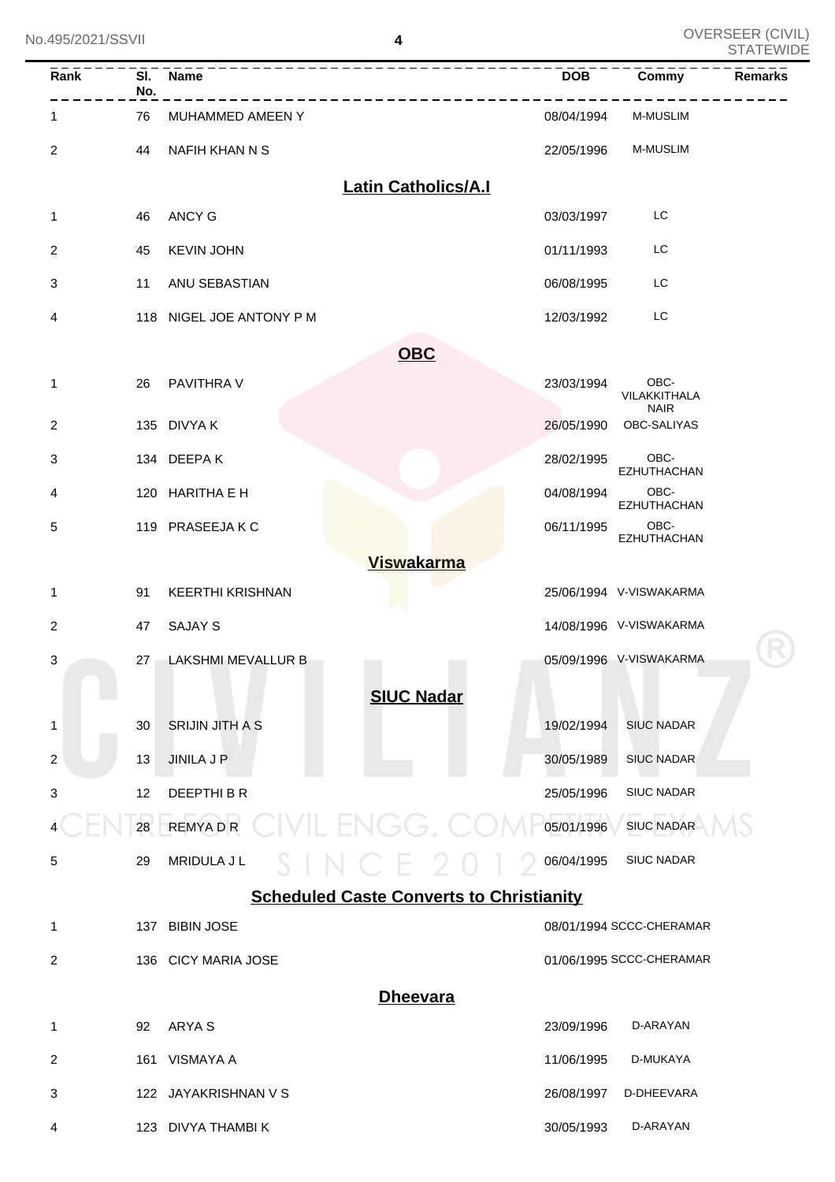| Rank | Sl. No. | Name | DOB | Commy | Remarks |
|---|---|---|---|---|---|
| 1 | 76 | MUHAMMED AMEEN Y | 08/04/1994 | M-MUSLIM | |
| 2 | 44 | NAFIH KHAN N S | 22/05/1996 | M-MUSLIM | |

**Latin Catholics/A.I**

| Rank | Sl. No. | Name | DOB | Commy | Remarks |
|---|---|---|---|---|---|
| 1 | 46 | ANCY G | 03/03/1997 | LC | |
| 2 | 45 | KEVIN JOHN | 01/11/1993 | LC | |
| 3 | 11 | ANU SEBASTIAN | 06/08/1995 | LC | |
| 4 | 118 | NIGEL JOE ANTONY P M | 12/03/1992 | LC | |

**OBC**

| Rank | Sl. No. | Name | DOB | Commy | Remarks |
|---|---|---|---|---|---|
| 1 | 26 | PAVITHRA V | 23/03/1994 | OBC-VILAKKITHALA NAIR | |
| 2 | 135 | DIVYA K | 26/05/1990 | OBC-SALIYAS | |
| 3 | 134 | DEEPA K | 28/02/1995 | OBC-EZHUTHACHAN | |
| 4 | 120 | HARITHA E H | 04/08/1994 | OBC-EZHUTHACHAN | |
| 5 | 119 | PRASEEJA K C | 06/11/1995 | OBC-EZHUTHACHAN | |

**Viswakarma**

| Rank | Sl. No. | Name | DOB | Commy | Remarks |
|---|---|---|---|---|---|
| 1 | 91 | KEERTHI KRISHNAN | 25/06/1994 | V-VISWAKARMA | |
| 2 | 47 | SAJAY S | 14/08/1996 | V-VISWAKARMA | |
| 3 | 27 | LAKSHMI MEVALLUR B | 05/09/1996 | V-VISWAKARMA | |

**SIUC Nadar**

| Rank | Sl. No. | Name | DOB | Commy | Remarks |
|---|---|---|---|---|---|
| 1 | 30 | SRIJIN JITH A S | 19/02/1994 | SIUC NADAR | |
| 2 | 13 | JINILA J P | 30/05/1989 | SIUC NADAR | |
| 3 | 12 | DEEPTHI B R | 25/05/1996 | SIUC NADAR | |
| 4 | 28 | REMYA D R | 05/01/1996 | SIUC NADAR | |
| 5 | 29 | MRIDULA J L | 06/04/1995 | SIUC NADAR | |

**Scheduled Caste Converts to Christianity**

| Rank | Sl. No. | Name | DOB | Commy | Remarks |
|---|---|---|---|---|---|
| 1 | 137 | BIBIN JOSE | 08/01/1994 | SCCC-CHERAMAR | |
| 2 | 136 | CICY MARIA JOSE | 01/06/1995 | SCCC-CHERAMAR | |

**Dheevara**

| Rank | Sl. No. | Name | DOB | Commy | Remarks |
|---|---|---|---|---|---|
| 1 | 92 | ARYA S | 23/09/1996 | D-ARAYAN | |
| 2 | 161 | VISMAYA A | 11/06/1995 | D-MUKAYA | |
| 3 | 122 | JAYAKRISHNAN V S | 26/08/1997 | D-DHEEVARA | |
| 4 | 123 | DIVYA THAMBI K | 30/05/1993 | D-ARAYAN | |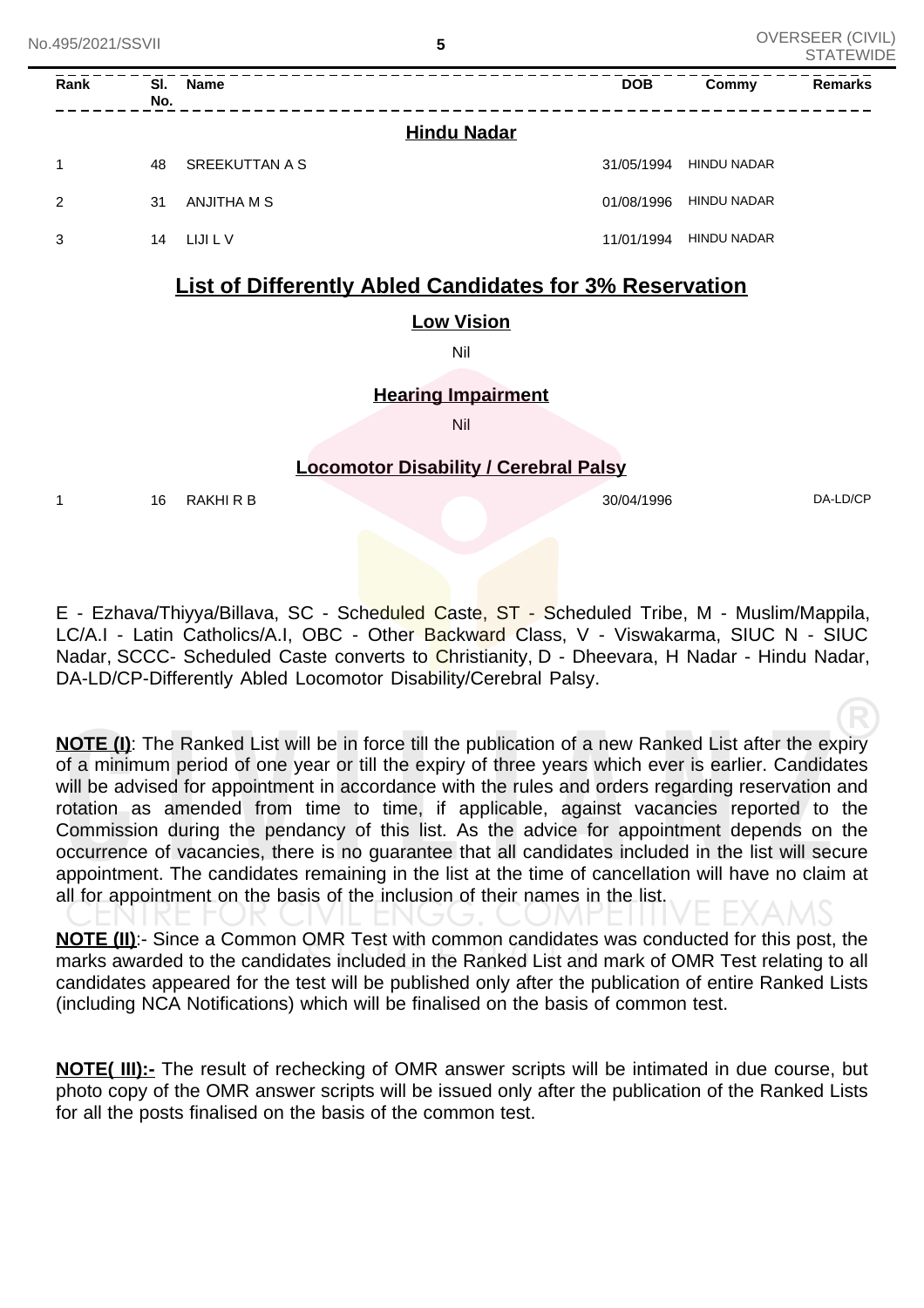| Rank | Sl. No. | Name | DOB | Commy | Remarks |
|---|---|---|---|---|---|
| | | **Hindu Nadar** | | | |
| 1 | 48 | SREEKUTTAN A S | 31/05/1994 | HINDU NADAR | |
| 2 | 31 | ANJITHA M S | 01/08/1996 | HINDU NADAR | |
| 3 | 14 | LIJI L V | 11/01/1994 | HINDU NADAR | |

## List of Differently Abled Candidates for 3% Reservation

### Low Vision

Nil

### Hearing Impairment

Nil

### Locomotor Disability / Cerebral Palsy

| Rank | Sl. No. | Name | DOB | Commy | Remarks |
|---|---|---|---|---|---|
| 1 | 16 | RAKHI R B | 30/04/1996 | | DA-LD/CP |

E - Ezhava/Thiyya/Billava, SC - Scheduled Caste, ST - Scheduled Tribe, M - Muslim/Mappila, LC/A.I - Latin Catholics/A.I, OBC - Other Backward Class, V - Viswakarma, SIUC N - SIUC Nadar, SCCC- Scheduled Caste converts to Christianity, D - Dheevara, H Nadar - Hindu Nadar, DA-LD/CP-Differently Abled Locomotor Disability/Cerebral Palsy.

**NOTE (I)**: The Ranked List will be in force till the publication of a new Ranked List after the expiry of a minimum period of one year or till the expiry of three years which ever is earlier. Candidates will be advised for appointment in accordance with the rules and orders regarding reservation and rotation as amended from time to time, if applicable, against vacancies reported to the Commission during the pendancy of this list. As the advice for appointment depends on the occurrence of vacancies, there is no guarantee that all candidates included in the list will secure appointment. The candidates remaining in the list at the time of cancellation will have no claim at all for appointment on the basis of the inclusion of their names in the list.

**NOTE (II)**:- Since a Common OMR Test with common candidates was conducted for this post, the marks awarded to the candidates included in the Ranked List and mark of OMR Test relating to all candidates appeared for the test will be published only after the publication of entire Ranked Lists (including NCA Notifications) which will be finalised on the basis of common test.

**NOTE( III):-** The result of rechecking of OMR answer scripts will be intimated in due course, but photo copy of the OMR answer scripts will be issued only after the publication of the Ranked Lists for all the posts finalised on the basis of the common test.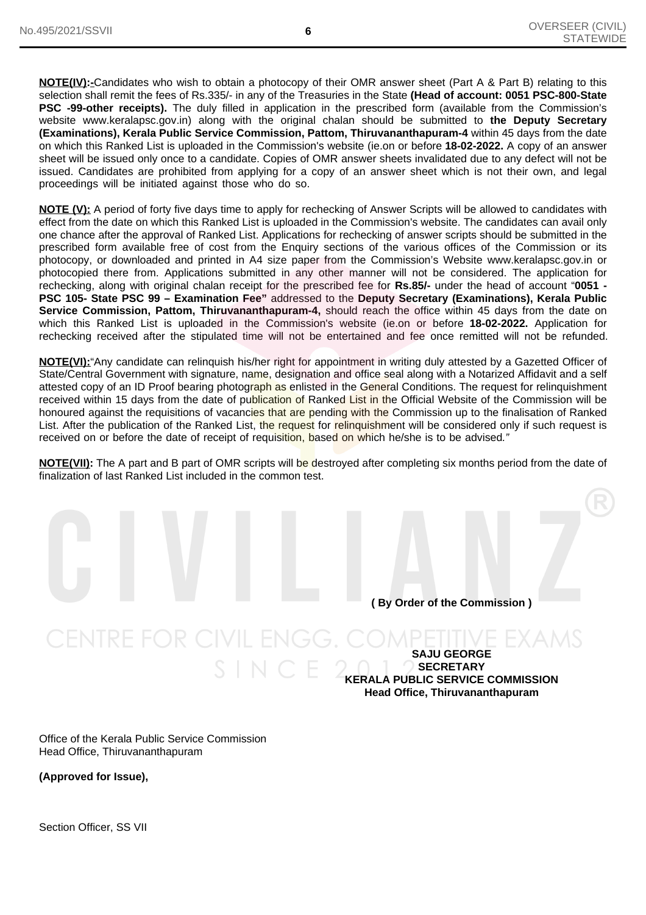**NOTE(IV):-**Candidates who wish to obtain a photocopy of their OMR answer sheet (Part A & Part B) relating to this selection shall remit the fees of Rs.335/- in any of the Treasuries in the State **(Head of account: 0051 PSC-800-State PSC -99-other receipts).** The duly filled in application in the prescribed form (available from the Commission's website www.keralapsc.gov.in) along with the original chalan should be submitted to **the Deputy Secretary (Examinations), Kerala Public Service Commission, Pattom, Thiruvananthapuram-4** within 45 days from the date on which this Ranked List is uploaded in the Commission's website (ie.on or before **18-02-2022.** A copy of an answer sheet will be issued only once to a candidate. Copies of OMR answer sheets invalidated due to any defect will not be issued. Candidates are prohibited from applying for a copy of an answer sheet which is not their own, and legal proceedings will be initiated against those who do so.

**NOTE (V):** A period of forty five days time to apply for rechecking of Answer Scripts will be allowed to candidates with effect from the date on which this Ranked List is uploaded in the Commission's website. The candidates can avail only one chance after the approval of Ranked List. Applications for rechecking of answer scripts should be submitted in the prescribed form available free of cost from the Enquiry sections of the various offices of the Commission or its photocopy, or downloaded and printed in A4 size paper from the Commission's Website www.keralapsc.gov.in or photocopied there from. Applications submitted in any other manner will not be considered. The application for rechecking, along with original chalan receipt for the prescribed fee for **Rs.85/-** under the head of account "**0051 - PSC 105- State PSC 99 – Examination Fee"** addressed to the **Deputy Secretary (Examinations), Kerala Public Service Commission, Pattom, Thiruvananthapuram-4,** should reach the office within 45 days from the date on which this Ranked List is uploaded in the Commission's website (ie.on or before **18-02-2022.** Application for rechecking received after the stipulated time will not be entertained and fee once remitted will not be refunded.

**NOTE(VI):**"Any candidate can relinquish his/her right for appointment in writing duly attested by a Gazetted Officer of State/Central Government with signature, name, designation and office seal along with a Notarized Affidavit and a self attested copy of an ID Proof bearing photograph as enlisted in the General Conditions. The request for relinquishment received within 15 days from the date of publication of Ranked List in the Official Website of the Commission will be honoured against the requisitions of vacancies that are pending with the Commission up to the finalisation of Ranked List. After the publication of the Ranked List, the request for relinquishment will be considered only if such request is received on or before the date of receipt of requisition, based on which he/she is to be advised*."*

**NOTE(VII):** The A part and B part of OMR scripts will be destroyed after completing six months period from the date of finalization of last Ranked List included in the common test.

**( By Order of the Commission )**

**SAJU GEORGE**
**SECRETARY**
**KERALA PUBLIC SERVICE COMMISSION**
**Head Office, Thiruvananthapuram**

Office of the Kerala Public Service Commission
Head Office, Thiruvananthapuram

**(Approved for Issue),**

Section Officer, SS VII